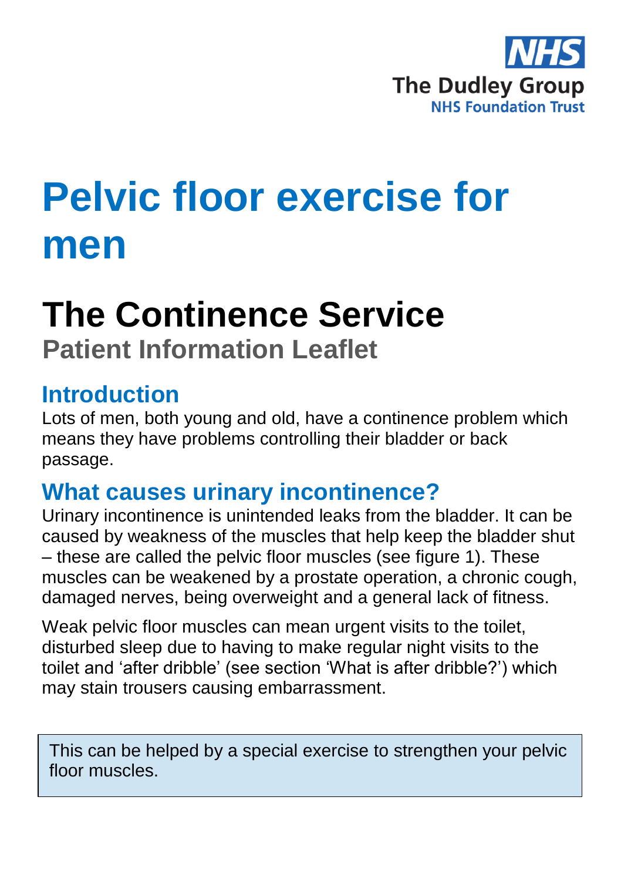NHS
The Dudley Group
NHS Foundation Trust

# Pelvic floor exercise for men

## The Continence Service

**Patient Information Leaflet**

### Introduction

Lots of men, both young and old, have a continence problem which means they have problems controlling their bladder or back passage.

### What causes urinary incontinence?

Urinary incontinence is unintended leaks from the bladder. It can be caused by weakness of the muscles that help keep the bladder shut – these are called the pelvic floor muscles (see figure 1). These muscles can be weakened by a prostate operation, a chronic cough, damaged nerves, being overweight and a general lack of fitness.

Weak pelvic floor muscles can mean urgent visits to the toilet, disturbed sleep due to having to make regular night visits to the toilet and 'after dribble' (see section 'What is after dribble?') which may stain trousers causing embarrassment.

> This can be helped by a special exercise to strengthen your pelvic floor muscles.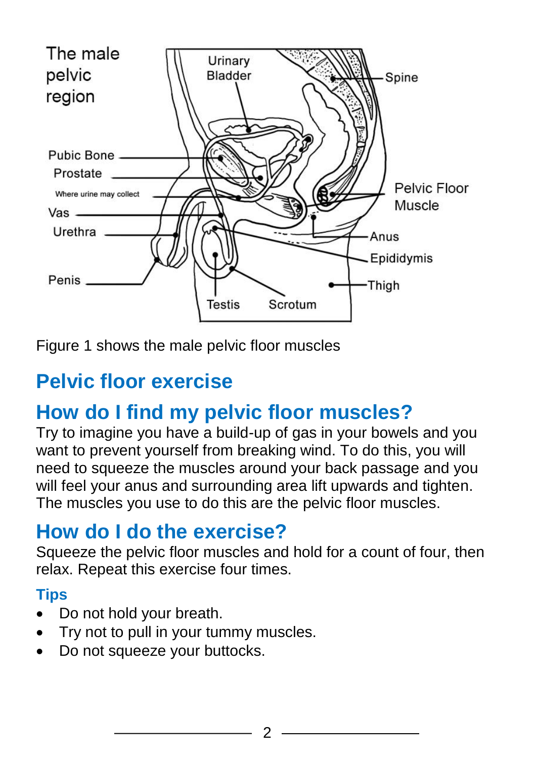Figure 1 shows the male pelvic floor muscles

# Pelvic floor exercise

## How do I find my pelvic floor muscles?

Try to imagine you have a build-up of gas in your bowels and you want to prevent yourself from breaking wind. To do this, you will need to squeeze the muscles around your back passage and you will feel your anus and surrounding area lift upwards and tighten. The muscles you use to do this are the pelvic floor muscles.

## How do I do the exercise?

Squeeze the pelvic floor muscles and hold for a count of four, then relax. Repeat this exercise four times.

### Tips

- Do not hold your breath.
- Try not to pull in your tummy muscles.
- Do not squeeze your buttocks.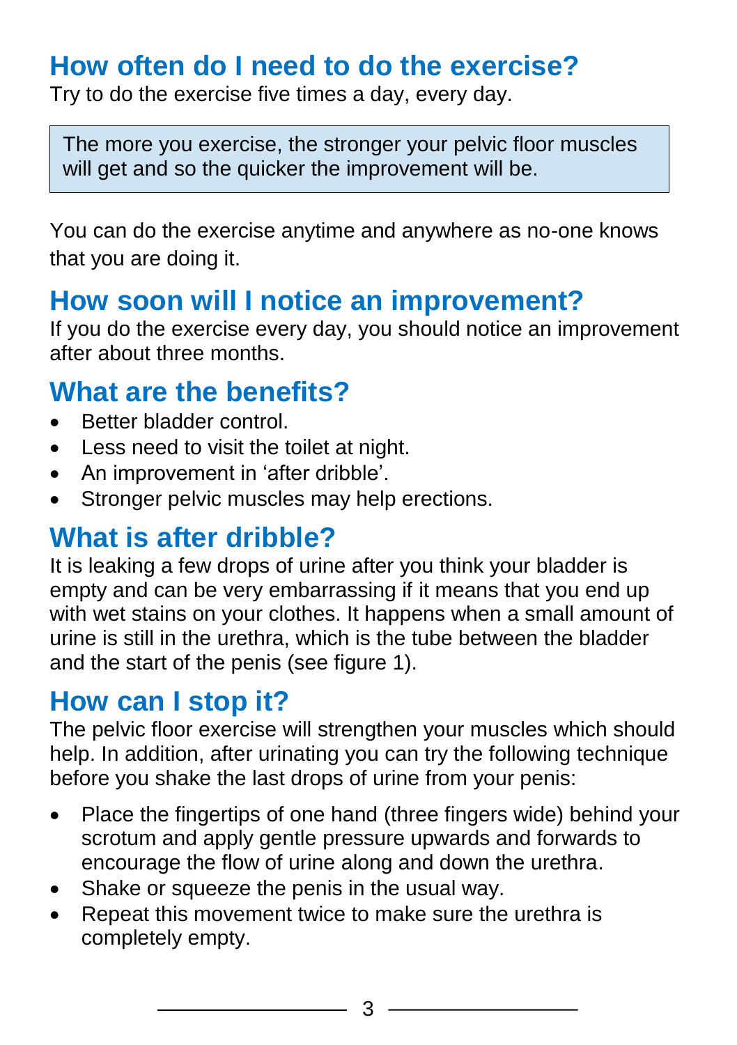## How often do I need to do the exercise?

Try to do the exercise five times a day, every day.

> The more you exercise, the stronger your pelvic floor muscles will get and so the quicker the improvement will be.

You can do the exercise anytime and anywhere as no-one knows that you are doing it.

## How soon will I notice an improvement?

If you do the exercise every day, you should notice an improvement after about three months.

## What are the benefits?

- Better bladder control.
- Less need to visit the toilet at night.
- An improvement in 'after dribble'.
- Stronger pelvic muscles may help erections.

## What is after dribble?

It is leaking a few drops of urine after you think your bladder is empty and can be very embarrassing if it means that you end up with wet stains on your clothes. It happens when a small amount of urine is still in the urethra, which is the tube between the bladder and the start of the penis (see figure 1).

## How can I stop it?

The pelvic floor exercise will strengthen your muscles which should help. In addition, after urinating you can try the following technique before you shake the last drops of urine from your penis:

- Place the fingertips of one hand (three fingers wide) behind your scrotum and apply gentle pressure upwards and forwards to encourage the flow of urine along and down the urethra.
- Shake or squeeze the penis in the usual way.
- Repeat this movement twice to make sure the urethra is completely empty.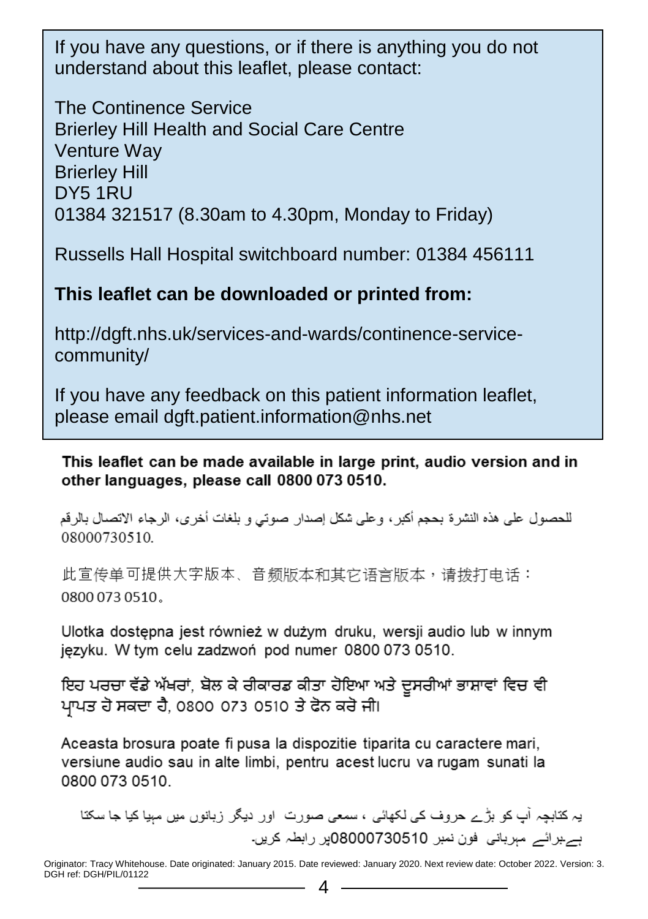If you have any questions, or if there is anything you do not understand about this leaflet, please contact:

The Continence Service
Brierley Hill Health and Social Care Centre
Venture Way
Brierley Hill
DY5 1RU
01384 321517 (8.30am to 4.30pm, Monday to Friday)

Russells Hall Hospital switchboard number: 01384 456111

**This leaflet can be downloaded or printed from:**

http://dgft.nhs.uk/services-and-wards/continence-service-community/

If you have any feedback on this patient information leaflet, please email dgft.patient.information@nhs.net

**This leaflet can be made available in large print, audio version and in other languages, please call 0800 073 0510.**

للحصول على هذه النشرة بحجم أكبر، وعلى شكل إصدار صوتي و بلغات أخرى، الرجاء الاتصال بالرقم 08000730510.

此宣传单可提供大字版本、音频版本和其它语言版本，请拨打电话：0800 073 0510。

Ulotka dostępna jest również w dużym druku, wersji audio lub w innym języku. W tym celu zadzwoń pod numer 0800 073 0510.

ਇਹ ਪਰਚਾ ਵੱਡੇ ਅੱਖਰਾਂ, ਬੋਲ ਕੇ ਰੀਕਾਰਡ ਕੀਤਾ ਹੋਇਆ ਅਤੇ ਦੂਸਰੀਆਂ ਭਾਸ਼ਾਵਾਂ ਵਿਚ ਵੀ ਪ੍ਰਾਪਤ ਹੋ ਸਕਦਾ ਹੈ, 0800 073 0510 ਤੇ ਫੋਨ ਕਰੋ ਜੀ।

Aceasta brosura poate fi pusa la dispozitie tiparita cu caractere mari, versiune audio sau in alte limbi, pentru acest lucru va rugam sunati la 0800 073 0510.

یہ کتابچہ آپ کو بڑے حروف کی لکھائی ، سمعی صورت اور دیگر زبانوں میں مہیا کیا جا سکتا ہے-برائے مہربانی فون نمبر 08000730510پر رابطہ کریں-

Originator: Tracy Whitehouse. Date originated: January 2015. Date reviewed: January 2020. Next review date: October 2022. Version: 3. DGH ref: DGH/PIL/01122